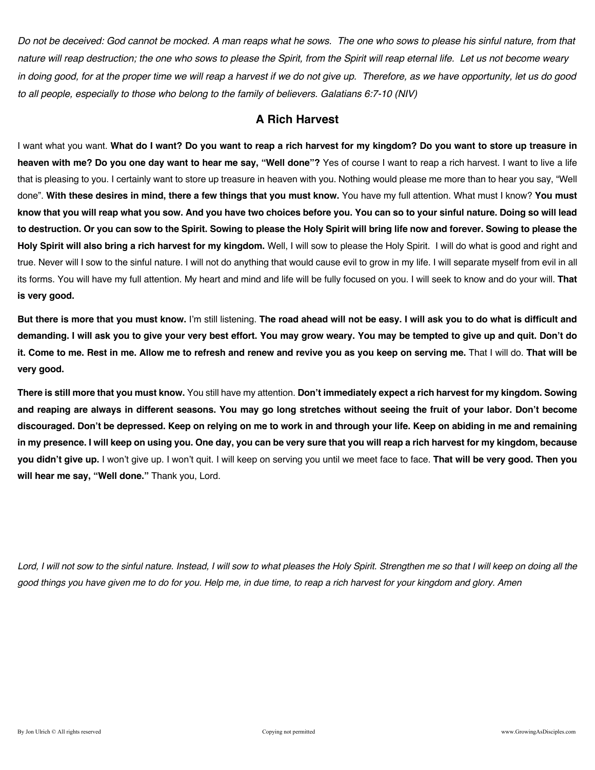*Do not be deceived: God cannot be mocked. A man reaps what he sows. The one who sows to please his sinful nature, from that nature will reap destruction; the one who sows to please the Spirit, from the Spirit will reap eternal life. Let us not become weary in doing good, for at the proper time we will reap a harvest if we do not give up. Therefore, as we have opportunity, let us do good to all people, especially to those who belong to the family of believers. Galatians 6:7-10 (NIV)*

## A Rich Harvest

I want what you want. **What do I want? Do you want to reap a rich harvest for my kingdom? Do you want to store up treasure in heaven with me? Do you one day want to hear me say, "Well done"?** Yes of course I want to reap a rich harvest. I want to live a life that is pleasing to you. I certainly want to store up treasure in heaven with you. Nothing would please me more than to hear you say, "Well done". **With these desires in mind, there a few things that you must know.** You have my full attention. What must I know? **You must know that you will reap what you sow. And you have two choices before you. You can so to your sinful nature. Doing so will lead to destruction. Or you can sow to the Spirit. Sowing to please the Holy Spirit will bring life now and forever. Sowing to please the Holy Spirit will also bring a rich harvest for my kingdom.** Well, I will sow to please the Holy Spirit. I will do what is good and right and true. Never will I sow to the sinful nature. I will not do anything that would cause evil to grow in my life. I will separate myself from evil in all its forms. You will have my full attention. My heart and mind and life will be fully focused on you. I will seek to know and do your will. **That is very good.**

**But there is more that you must know.** I'm still listening. **The road ahead will not be easy. I will ask you to do what is difficult and demanding. I will ask you to give your very best effort. You may grow weary. You may be tempted to give up and quit. Don't do it. Come to me. Rest in me. Allow me to refresh and renew and revive you as you keep on serving me.** That I will do. **That will be very good.**

**There is still more that you must know.** You still have my attention. **Don't immediately expect a rich harvest for my kingdom. Sowing and reaping are always in different seasons. You may go long stretches without seeing the fruit of your labor. Don't become discouraged. Don't be depressed. Keep on relying on me to work in and through your life. Keep on abiding in me and remaining in my presence. I will keep on using you. One day, you can be very sure that you will reap a rich harvest for my kingdom, because you didn't give up.** I won't give up. I won't quit. I will keep on serving you until we meet face to face. **That will be very good. Then you will hear me say, "Well done."** Thank you, Lord.

*Lord, I will not sow to the sinful nature. Instead, I will sow to what pleases the Holy Spirit. Strengthen me so that I will keep on doing all the good things you have given me to do for you. Help me, in due time, to reap a rich harvest for your kingdom and glory. Amen*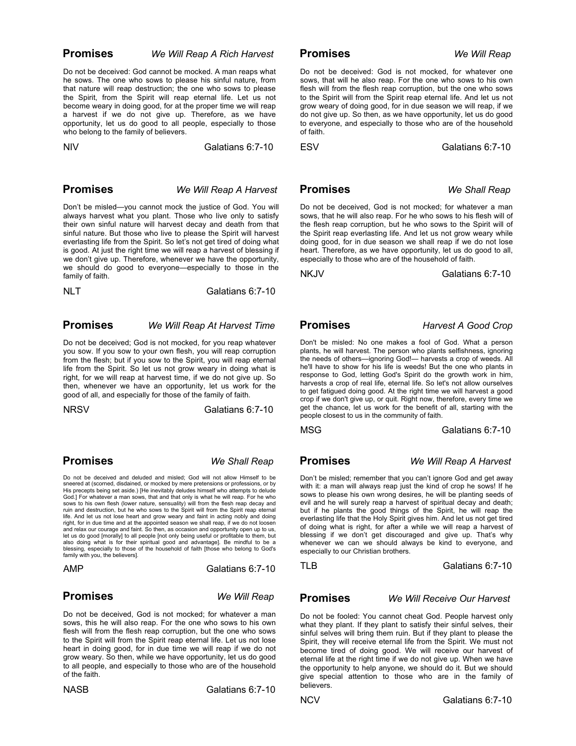**Promises** *We Will Reap A Rich Harvest*

Do not be deceived: God cannot be mocked. A man reaps what he sows. The one who sows to please his sinful nature, from that nature will reap destruction; the one who sows to please the Spirit, from the Spirit will reap eternal life. Let us not become weary in doing good, for at the proper time we will reap a harvest if we do not give up. Therefore, as we have opportunity, let us do good to all people, especially to those who belong to the family of believers.

NIV Galatians 6:7-10

**Promises** *We Will Reap*

Do not be deceived: God is not mocked, for whatever one sows, that will he also reap. For the one who sows to his own flesh will from the flesh reap corruption, but the one who sows to the Spirit will from the Spirit reap eternal life. And let us not grow weary of doing good, for in due season we will reap, if we do not give up. So then, as we have opportunity, let us do good to everyone, and especially to those who are of the household of faith.

ESV Galatians 6:7-10

**Promises** *We Will Reap A Harvest*

Don't be misled—you cannot mock the justice of God. You will always harvest what you plant. Those who live only to satisfy their own sinful nature will harvest decay and death from that sinful nature. But those who live to please the Spirit will harvest everlasting life from the Spirit. So let's not get tired of doing what is good. At just the right time we will reap a harvest of blessing if we don't give up. Therefore, whenever we have the opportunity, we should do good to everyone—especially to those in the family of faith.

NLT Galatians 6:7-10

**Promises** *We Shall Reap*

Do not be deceived, God is not mocked; for whatever a man sows, that he will also reap. For he who sows to his flesh will of the flesh reap corruption, but he who sows to the Spirit will of the Spirit reap everlasting life. And let us not grow weary while doing good, for in due season we shall reap if we do not lose heart. Therefore, as we have opportunity, let us do good to all, especially to those who are of the household of faith.

NKJV Galatians 6:7-10

**Promises** *We Will Reap At Harvest Time*

Do not be deceived; God is not mocked, for you reap whatever you sow. If you sow to your own flesh, you will reap corruption from the flesh; but if you sow to the Spirit, you will reap eternal life from the Spirit. So let us not grow weary in doing what is right, for we will reap at harvest time, if we do not give up. So then, whenever we have an opportunity, let us work for the good of all, and especially for those of the family of faith.

NRSV Galatians 6:7-10

**Promises** *Harvest A Good Crop*

Don't be misled: No one makes a fool of God. What a person plants, he will harvest. The person who plants selfishness, ignoring the needs of others—ignoring God!— harvests a crop of weeds. All he'll have to show for his life is weeds! But the one who plants in response to God, letting God's Spirit do the growth work in him, harvests a crop of real life, eternal life. So let's not allow ourselves to get fatigued doing good. At the right time we will harvest a good crop if we don't give up, or quit. Right now, therefore, every time we get the chance, let us work for the benefit of all, starting with the people closest to us in the community of faith.

MSG Galatians 6:7-10

**Promises** *We Shall Reap*

Do not be deceived and deluded and misled; God will not allow Himself to be sneered at (scorned, disdained, or mocked by mere pretensions or professions, or by His precepts being set aside.) [He inevitably deludes himself who attempts to delude God.] For whatever a man sows, that and that only is what he will reap. For he who sows to his own flesh (lower nature, sensuality) will from the flesh reap decay and ruin and destruction, but he who sows to the Spirit will from the Spirit reap eternal life. And let us not lose heart and grow weary and faint in acting nobly and doing right, for in due time and at the appointed season we shall reap, if we do not loosen and relax our courage and faint. So then, as occasion and opportunity open up to us, let us do good [morally] to all people [not only being useful or profitable to them, but also doing what is for their spiritual good and advantage]. Be mindful to be a blessing, especially to those of the household of faith [those who belong to God's family with you, the believers].

AMP Galatians 6:7-10

**Promises** *We Will Reap A Harvest*

Don't be misled; remember that you can't ignore God and get away with it: a man will always reap just the kind of crop he sows! If he sows to please his own wrong desires, he will be planting seeds of evil and he will surely reap a harvest of spiritual decay and death; but if he plants the good things of the Spirit, he will reap the everlasting life that the Holy Spirit gives him. And let us not get tired of doing what is right, for after a while we will reap a harvest of blessing if we don't get discouraged and give up. That's why whenever we can we should always be kind to everyone, and especially to our Christian brothers.

TLB Galatians 6:7-10

**Promises** *We Will Reap*

Do not be deceived, God is not mocked; for whatever a man sows, this he will also reap. For the one who sows to his own flesh will from the flesh reap corruption, but the one who sows to the Spirit will from the Spirit reap eternal life. Let us not lose heart in doing good, for in due time we will reap if we do not grow weary. So then, while we have opportunity, let us do good to all people, and especially to those who are of the household of the faith.

NASB Galatians 6:7-10

**Promises** *We Will Receive Our Harvest*

Do not be fooled: You cannot cheat God. People harvest only what they plant. If they plant to satisfy their sinful selves, their sinful selves will bring them ruin. But if they plant to please the Spirit, they will receive eternal life from the Spirit. We must not become tired of doing good. We will receive our harvest of eternal life at the right time if we do not give up. When we have the opportunity to help anyone, we should do it. But we should give special attention to those who are in the family of believers.

NCV Galatians 6:7-10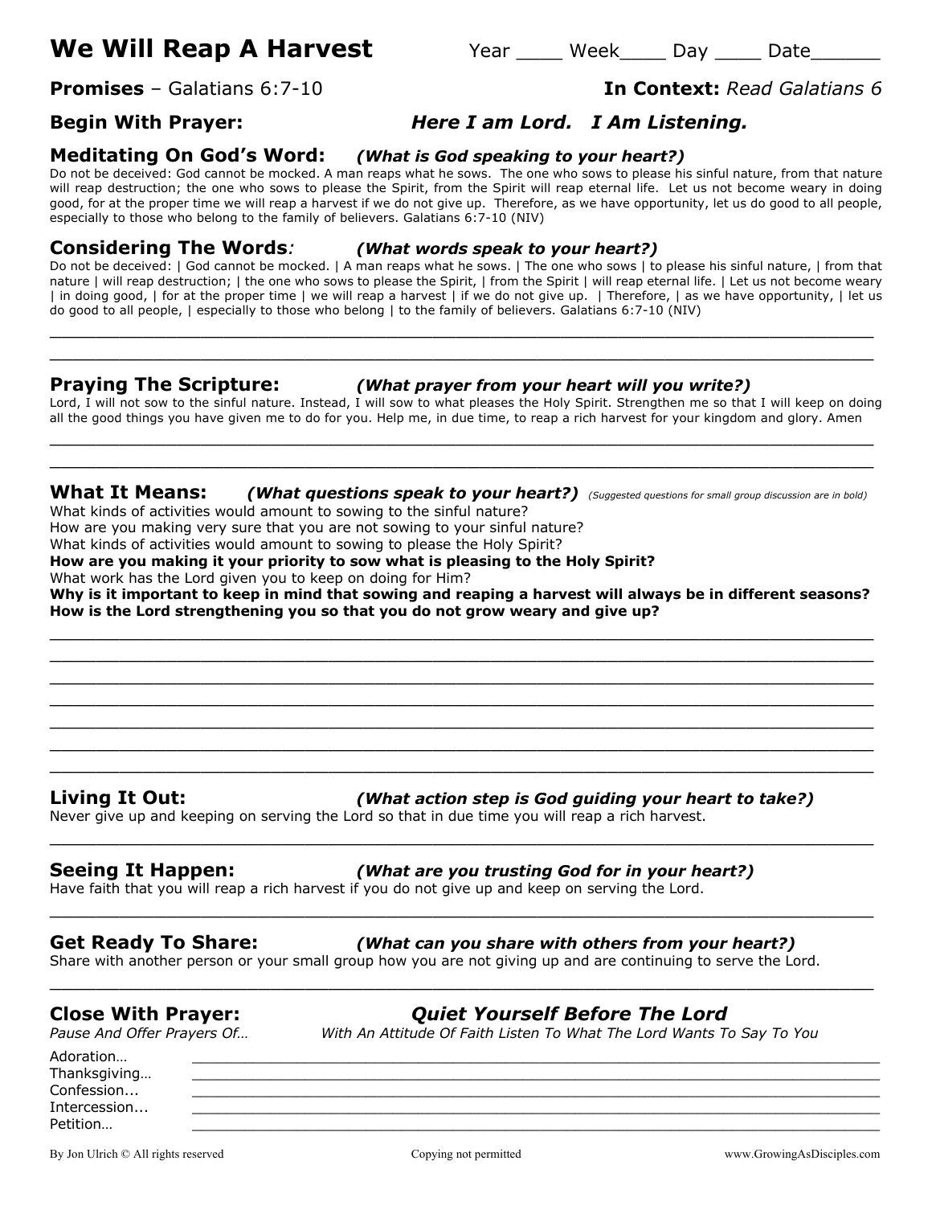# We Will Reap A Harvest

Year ____ Week____ Day ____ Date______

**Promises** – Galatians 6:7-10 **In Context:** *Read Galatians 6*

**Begin With Prayer:** ***Here I am Lord. I Am Listening.***

## Meditating On God's Word: *(What is God speaking to your heart?)*

Do not be deceived: God cannot be mocked. A man reaps what he sows. The one who sows to please his sinful nature, from that nature will reap destruction; the one who sows to please the Spirit, from the Spirit will reap eternal life. Let us not become weary in doing good, for at the proper time we will reap a harvest if we do not give up. Therefore, as we have opportunity, let us do good to all people, especially to those who belong to the family of believers. Galatians 6:7-10 (NIV)

## Considering The Words*:* *(What words speak to your heart?)*

Do not be deceived: | God cannot be mocked. | A man reaps what he sows. | The one who sows | to please his sinful nature, | from that nature | will reap destruction; | the one who sows to please the Spirit, | from the Spirit | will reap eternal life. | Let us not become weary | in doing good, | for at the proper time | we will reap a harvest | if we do not give up. | Therefore, | as we have opportunity, | let us do good to all people, | especially to those who belong | to the family of believers. Galatians 6:7-10 (NIV)

______________________________________________________________________________

______________________________________________________________________________

## Praying The Scripture: *(What prayer from your heart will you write?)*

Lord, I will not sow to the sinful nature. Instead, I will sow to what pleases the Holy Spirit. Strengthen me so that I will keep on doing all the good things you have given me to do for you. Help me, in due time, to reap a rich harvest for your kingdom and glory. Amen

______________________________________________________________________________

______________________________________________________________________________

## What It Means: *(What questions speak to your heart?)* *(Suggested questions for small group discussion are in bold)*

What kinds of activities would amount to sowing to the sinful nature?
How are you making very sure that you are not sowing to your sinful nature?
What kinds of activities would amount to sowing to please the Holy Spirit?
**How are you making it your priority to sow what is pleasing to the Holy Spirit?**
What work has the Lord given you to keep on doing for Him?
**Why is it important to keep in mind that sowing and reaping a harvest will always be in different seasons?**
**How is the Lord strengthening you so that you do not grow weary and give up?**

______________________________________________________________________________

______________________________________________________________________________

______________________________________________________________________________

______________________________________________________________________________

______________________________________________________________________________

______________________________________________________________________________

______________________________________________________________________________

## Living It Out: *(What action step is God guiding your heart to take?)*

Never give up and keeping on serving the Lord so that in due time you will reap a rich harvest.

______________________________________________________________________________

## Seeing It Happen: *(What are you trusting God for in your heart?)*

Have faith that you will reap a rich harvest if you do not give up and keep on serving the Lord.

______________________________________________________________________________

## Get Ready To Share: *(What can you share with others from your heart?)*

Share with another person or your small group how you are not giving up and are continuing to serve the Lord.

______________________________________________________________________________

## Close With Prayer: ***Quiet Yourself Before The Lord***

*Pause And Offer Prayers Of…* *With An Attitude Of Faith Listen To What The Lord Wants To Say To You*

Adoration… ______________________________________________________________

Thanksgiving… ______________________________________________________________

Confession... ______________________________________________________________

Intercession... ______________________________________________________________

Petition… ______________________________________________________________

By Jon Ulrich © All rights reserved Copying not permitted www.GrowingAsDisciples.com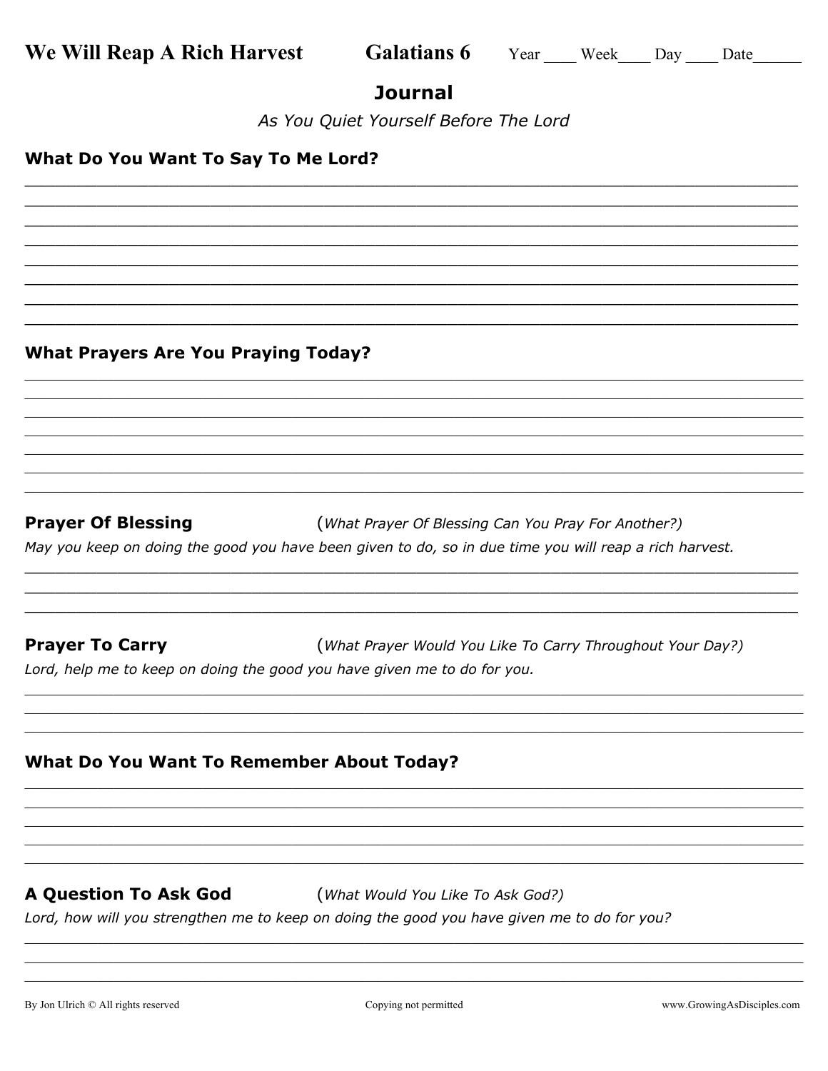**We Will Reap A Rich Harvest** **Galatians 6** Year ____ Week____ Day ____ Date______

## Journal

*As You Quiet Yourself Before The Lord*

### What Do You Want To Say To Me Lord?

________________________________________________________________________________
________________________________________________________________________________
________________________________________________________________________________
________________________________________________________________________________
________________________________________________________________________________
________________________________________________________________________________
________________________________________________________________________________
________________________________________________________________________________

### What Prayers Are You Praying Today?

________________________________________________________________________________
________________________________________________________________________________
________________________________________________________________________________
________________________________________________________________________________
________________________________________________________________________________
________________________________________________________________________________
________________________________________________________________________________

### Prayer Of Blessing

(*What Prayer Of Blessing Can You Pray For Another?*)

*May you keep on doing the good you have been given to do, so in due time you will reap a rich harvest.*

________________________________________________________________________________
________________________________________________________________________________
________________________________________________________________________________

### Prayer To Carry

(*What Prayer Would You Like To Carry Throughout Your Day?*)

*Lord, help me to keep on doing the good you have given me to do for you.*

________________________________________________________________________________
________________________________________________________________________________
________________________________________________________________________________

### What Do You Want To Remember About Today?

________________________________________________________________________________
________________________________________________________________________________
________________________________________________________________________________
________________________________________________________________________________
________________________________________________________________________________

### A Question To Ask God

(*What Would You Like To Ask God?*)

*Lord, how will you strengthen me to keep on doing the good you have given me to do for you?*

________________________________________________________________________________
________________________________________________________________________________
________________________________________________________________________________

By Jon Ulrich © All rights reserved — Copying not permitted — www.GrowingAsDisciples.com